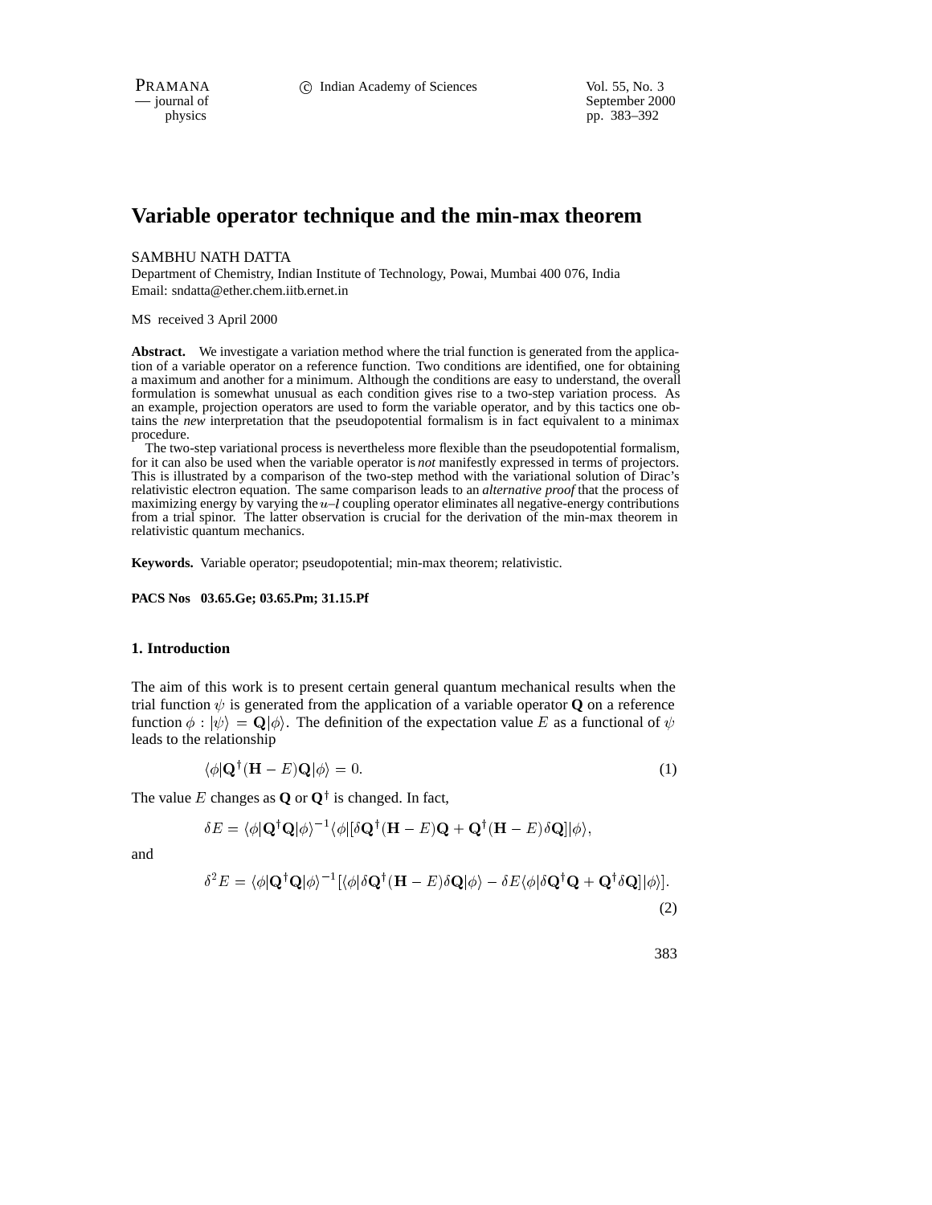# Variable operator technique and the min-max theorem

SAMBHU NATH DATTA

Department of Chemistry, Indian Institute of Technology, Powai, Mumbai 400 076, India
Email: sndatta@ether.chem.iitb.ernet.in

MS received 3 April 2000

**Abstract.** We investigate a variation method where the trial function is generated from the application of a variable operator on a reference function. Two conditions are identified, one for obtaining a maximum and another for a minimum. Although the conditions are easy to understand, the overall formulation is somewhat unusual as each condition gives rise to a two-step variation process. As an example, projection operators are used to form the variable operator, and by this tactics one obtains the *new* interpretation that the pseudopotential formalism is in fact equivalent to a minimax procedure.

The two-step variational process is nevertheless more flexible than the pseudopotential formalism, for it can also be used when the variable operator is *not* manifestly expressed in terms of projectors. This is illustrated by a comparison of the two-step method with the variational solution of Dirac's relativistic electron equation. The same comparison leads to an *alternative proof* that the process of maximizing energy by varying the $u$–$l$ coupling operator eliminates all negative-energy contributions from a trial spinor. The latter observation is crucial for the derivation of the min-max theorem in relativistic quantum mechanics.

**Keywords.** Variable operator; pseudopotential; min-max theorem; relativistic.

**PACS Nos** **03.65.Ge; 03.65.Pm; 31.15.Pf**

## 1. Introduction

The aim of this work is to present certain general quantum mechanical results when the trial function $\psi$ is generated from the application of a variable operator $\mathbf{Q}$ on a reference function $\phi : |\psi\rangle = \mathbf{Q}|\phi\rangle$. The definition of the expectation value $E$ as a functional of $\psi$ leads to the relationship

$$\langle\phi|\mathbf{Q}^{\dagger}(\mathbf{H}-E)\mathbf{Q}|\phi\rangle = 0. \tag{1}$$

The value $E$ changes as $\mathbf{Q}$ or $\mathbf{Q}^{\dagger}$ is changed. In fact,

$$\delta E = \langle\phi|\mathbf{Q}^{\dagger}\mathbf{Q}|\phi\rangle^{-1}\langle\phi|[\delta\mathbf{Q}^{\dagger}(\mathbf{H}-E)\mathbf{Q} + \mathbf{Q}^{\dagger}(\mathbf{H}-E)\delta\mathbf{Q}]|\phi\rangle,$$

and

$$\delta^2 E = \langle\phi|\mathbf{Q}^{\dagger}\mathbf{Q}|\phi\rangle^{-1}[\langle\phi|\delta\mathbf{Q}^{\dagger}(\mathbf{H}-E)\delta\mathbf{Q}|\phi\rangle - \delta E\langle\phi|\delta\mathbf{Q}^{\dagger}\mathbf{Q} + \mathbf{Q}^{\dagger}\delta\mathbf{Q}]|\phi\rangle]. \tag{2}$$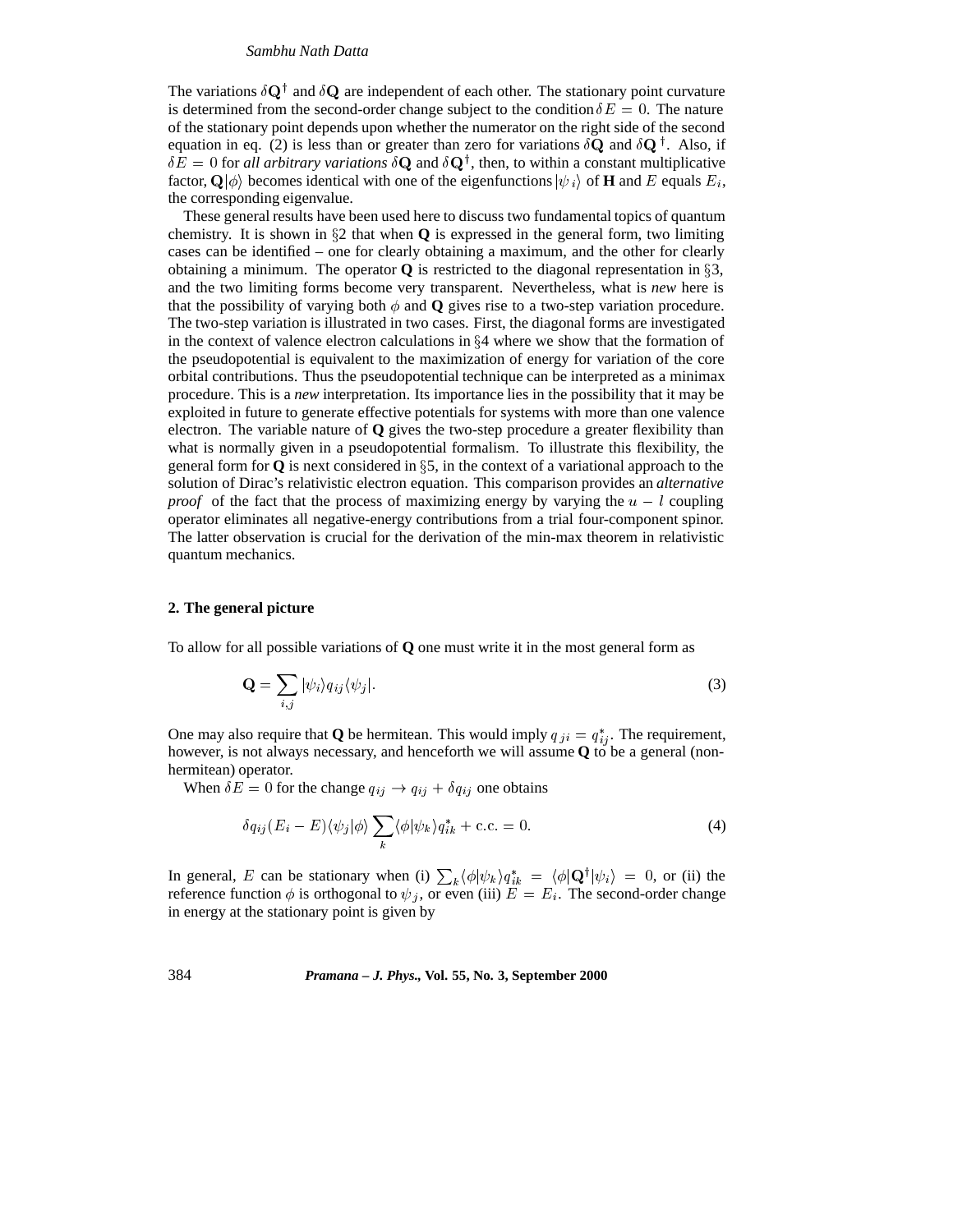The variations $\delta\mathbf{Q}^\dagger$ and $\delta\mathbf{Q}$ are independent of each other. The stationary point curvature is determined from the second-order change subject to the condition $\delta E = 0$. The nature of the stationary point depends upon whether the numerator on the right side of the second equation in eq. (2) is less than or greater than zero for variations $\delta\mathbf{Q}$ and $\delta\mathbf{Q}^\dagger$. Also, if $\delta E = 0$ for *all arbitrary variations* $\delta\mathbf{Q}$ and $\delta\mathbf{Q}^\dagger$, then, to within a constant multiplicative factor, $\mathbf{Q}|\phi\rangle$ becomes identical with one of the eigenfunctions $|\psi_i\rangle$ of $\mathbf{H}$ and $E$ equals $E_i$, the corresponding eigenvalue.

These general results have been used here to discuss two fundamental topics of quantum chemistry. It is shown in §2 that when $\mathbf{Q}$ is expressed in the general form, two limiting cases can be identified – one for clearly obtaining a maximum, and the other for clearly obtaining a minimum. The operator $\mathbf{Q}$ is restricted to the diagonal representation in §3, and the two limiting forms become very transparent. Nevertheless, what is *new* here is that the possibility of varying both $\phi$ and $\mathbf{Q}$ gives rise to a two-step variation procedure. The two-step variation is illustrated in two cases. First, the diagonal forms are investigated in the context of valence electron calculations in §4 where we show that the formation of the pseudopotential is equivalent to the maximization of energy for variation of the core orbital contributions. Thus the pseudopotential technique can be interpreted as a minimax procedure. This is a *new* interpretation. Its importance lies in the possibility that it may be exploited in future to generate effective potentials for systems with more than one valence electron. The variable nature of $\mathbf{Q}$ gives the two-step procedure a greater flexibility than what is normally given in a pseudopotential formalism. To illustrate this flexibility, the general form for $\mathbf{Q}$ is next considered in §5, in the context of a variational approach to the solution of Dirac's relativistic electron equation. This comparison provides an *alternative proof* of the fact that the process of maximizing energy by varying the $u - l$ coupling operator eliminates all negative-energy contributions from a trial four-component spinor. The latter observation is crucial for the derivation of the min-max theorem in relativistic quantum mechanics.

## 2. The general picture

To allow for all possible variations of $\mathbf{Q}$ one must write it in the most general form as

$$\mathbf{Q} = \sum_{i,j} |\psi_i\rangle q_{ij} \langle\psi_j|. \tag{3}$$

One may also require that $\mathbf{Q}$ be hermitean. This would imply $q_{ji} = q_{ij}^*$. The requirement, however, is not always necessary, and henceforth we will assume $\mathbf{Q}$ to be a general (non-hermitean) operator.

When $\delta E = 0$ for the change $q_{ij} \to q_{ij} + \delta q_{ij}$ one obtains

$$\delta q_{ij}(E_i - E)\langle\psi_j|\phi\rangle \sum_k \langle\phi|\psi_k\rangle q_{ik}^* + \text{c.c.} = 0. \tag{4}$$

In general, $E$ can be stationary when (i) $\sum_k \langle\phi|\psi_k\rangle q_{ik}^* = \langle\phi|\mathbf{Q}^\dagger|\psi_i\rangle = 0$, or (ii) the reference function $\phi$ is orthogonal to $\psi_j$, or even (iii) $E = E_i$. The second-order change in energy at the stationary point is given by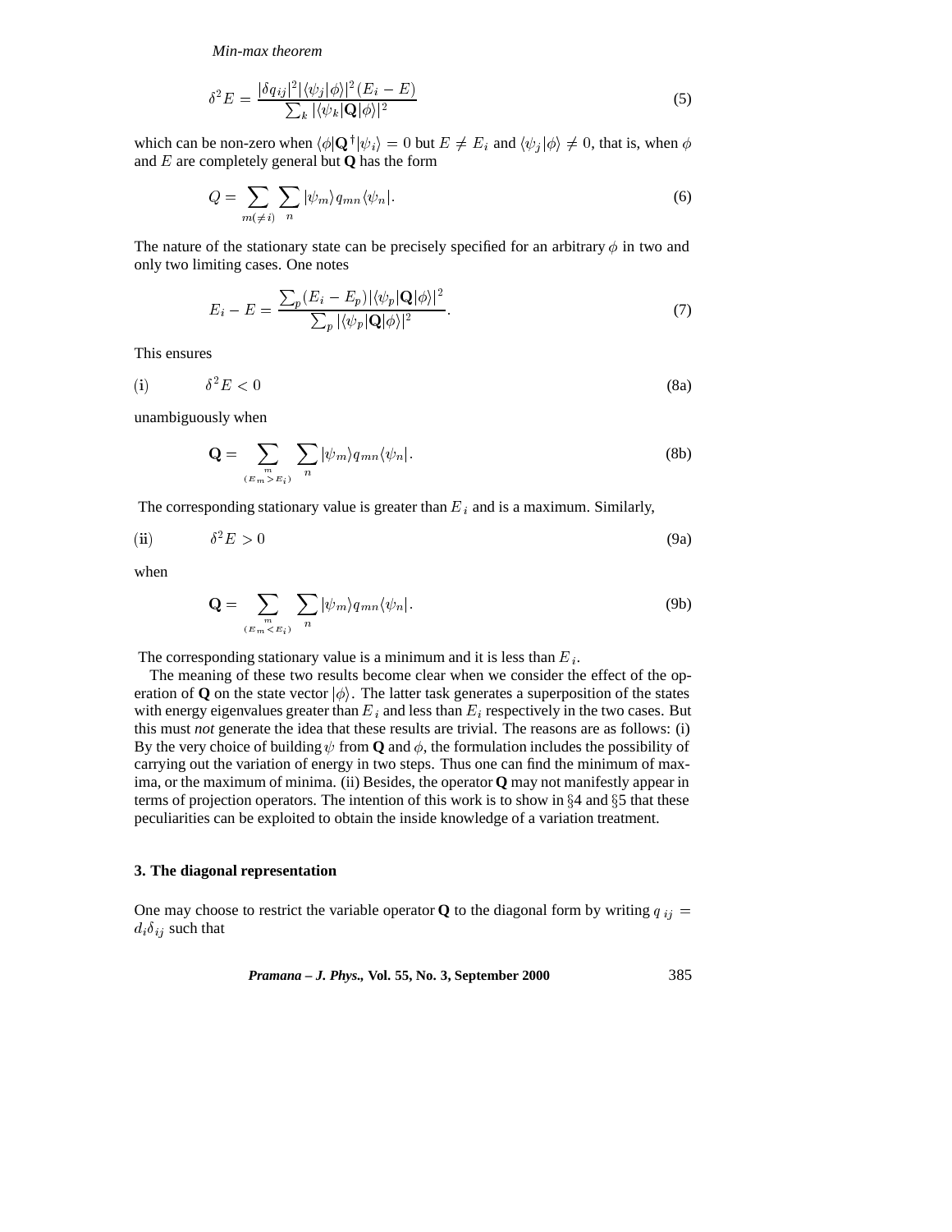$$\delta^2 E = \frac{|\delta q_{ij}|^2 |\langle\psi_j|\phi\rangle|^2 (E_i - E)}{\sum_k |\langle\psi_k|\mathbf{Q}|\phi\rangle|^2} \tag{5}$$

which can be non-zero when $\langle\phi|\mathbf{Q}^\dagger|\psi_i\rangle = 0$ but $E \neq E_i$ and $\langle\psi_j|\phi\rangle \neq 0$, that is, when $\phi$ and $E$ are completely general but **Q** has the form

$$Q = \sum_{m(\neq i)} \sum_n |\psi_m\rangle q_{mn} \langle\psi_n|. \tag{6}$$

The nature of the stationary state can be precisely specified for an arbitrary $\phi$ in two and only two limiting cases. One notes

$$E_i - E = \frac{\sum_p (E_i - E_p) |\langle\psi_p|\mathbf{Q}|\phi\rangle|^2}{\sum_p |\langle\psi_p|\mathbf{Q}|\phi\rangle|^2}. \tag{7}$$

This ensures

$$(\mathrm{i}) \qquad \delta^2 E < 0 \tag{8a}$$

unambiguously when

$$\mathbf{Q} = \sum_{\substack{m \\ (E_m > E_i)}} \sum_n |\psi_m\rangle q_{mn} \langle\psi_n|. \tag{8b}$$

The corresponding stationary value is greater than $E_i$ and is a maximum. Similarly,

$$(\mathrm{ii}) \qquad \delta^2 E > 0 \tag{9a}$$

when

$$\mathbf{Q} = \sum_{\substack{m \\ (E_m < E_i)}} \sum_n |\psi_m\rangle q_{mn} \langle\psi_n|. \tag{9b}$$

The corresponding stationary value is a minimum and it is less than $E_i$.

The meaning of these two results become clear when we consider the effect of the operation of **Q** on the state vector $|\phi\rangle$. The latter task generates a superposition of the states with energy eigenvalues greater than $E_i$ and less than $E_i$ respectively in the two cases. But this must *not* generate the idea that these results are trivial. The reasons are as follows: (i) By the very choice of building $\psi$ from **Q** and $\phi$, the formulation includes the possibility of carrying out the variation of energy in two steps. Thus one can find the minimum of maxima, or the maximum of minima. (ii) Besides, the operator **Q** may not manifestly appear in terms of projection operators. The intention of this work is to show in §4 and §5 that these peculiarities can be exploited to obtain the inside knowledge of a variation treatment.

### 3. The diagonal representation

One may choose to restrict the variable operator **Q** to the diagonal form by writing $q_{ij} = d_i \delta_{ij}$ such that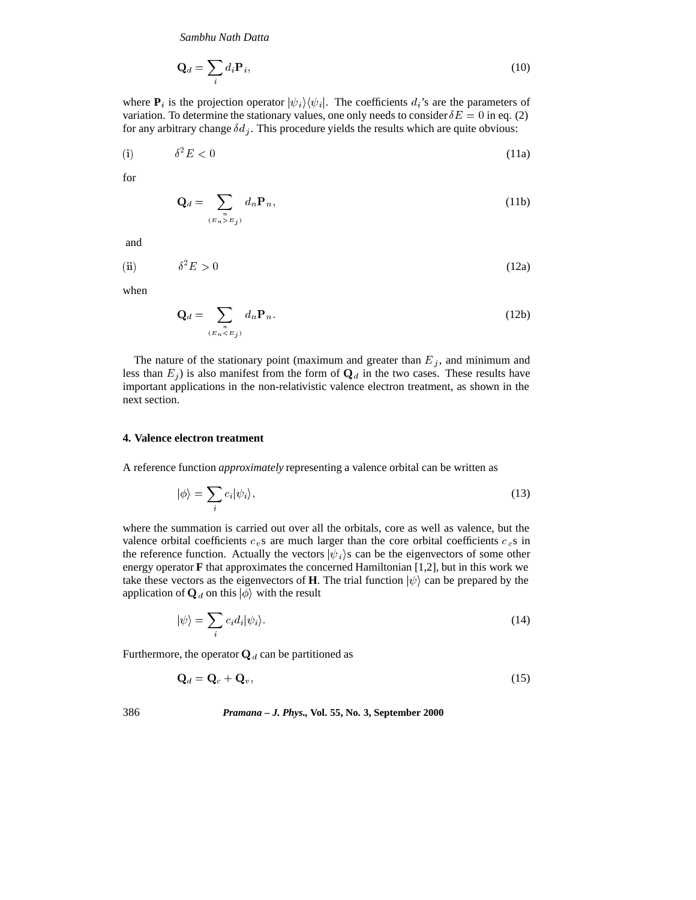$$\mathbf{Q}_d = \sum_i d_i \mathbf{P}_i, \tag{10}$$

where $\mathbf{P}_i$ is the projection operator $|\psi_i\rangle\langle\psi_i|$. The coefficients $d_i$'s are the parameters of variation. To determine the stationary values, one only needs to consider $\delta E = 0$ in eq. (2) for any arbitrary change $\delta d_j$. This procedure yields the results which are quite obvious:

$$(\mathrm{i}) \qquad \delta^2 E < 0 \tag{11a}$$

for

$$\mathbf{Q}_d = \sum_{\substack{n \\ (E_n > E_j)}} d_n \mathbf{P}_n, \tag{11b}$$

and

$$(\mathrm{ii}) \qquad \delta^2 E > 0 \tag{12a}$$

when

$$\mathbf{Q}_d = \sum_{\substack{n \\ (E_n < E_j)}} d_n \mathbf{P}_n. \tag{12b}$$

The nature of the stationary point (maximum and greater than $E_j$, and minimum and less than $E_j$) is also manifest from the form of $\mathbf{Q}_d$ in the two cases. These results have important applications in the non-relativistic valence electron treatment, as shown in the next section.

## 4. Valence electron treatment

A reference function *approximately* representing a valence orbital can be written as

$$|\phi\rangle = \sum_i c_i |\psi_i\rangle, \tag{13}$$

where the summation is carried out over all the orbitals, core as well as valence, but the valence orbital coefficients $c_v$s are much larger than the core orbital coefficients $c_c$s in the reference function. Actually the vectors $|\psi_i\rangle$s can be the eigenvectors of some other energy operator **F** that approximates the concerned Hamiltonian [1,2], but in this work we take these vectors as the eigenvectors of **H**. The trial function $|\psi\rangle$ can be prepared by the application of $\mathbf{Q}_d$ on this $|\phi\rangle$ with the result

$$|\psi\rangle = \sum_i c_i d_i |\psi_i\rangle. \tag{14}$$

Furthermore, the operator $\mathbf{Q}_d$ can be partitioned as

$$\mathbf{Q}_d = \mathbf{Q}_c + \mathbf{Q}_v, \tag{15}$$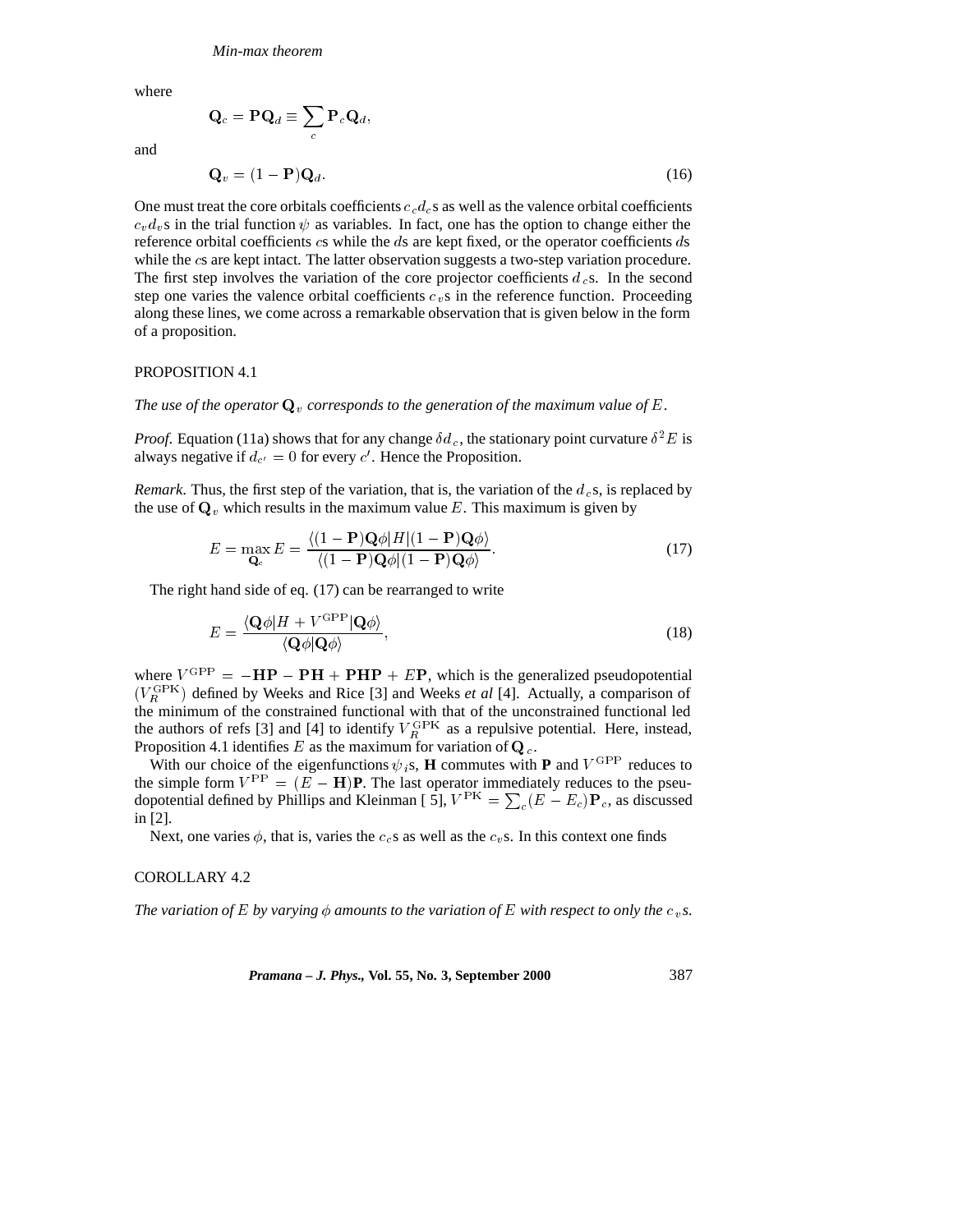where

$$\mathbf{Q}_c = \mathbf{P}\mathbf{Q}_d \equiv \sum_c \mathbf{P}_c \mathbf{Q}_d,$$

and

$$\mathbf{Q}_v = (1 - \mathbf{P})\mathbf{Q}_d. \tag{16}$$

One must treat the core orbitals coefficients $c_c d_c$s as well as the valence orbital coefficients $c_v d_v$s in the trial function $\psi$ as variables. In fact, one has the option to change either the reference orbital coefficients $c$s while the $d$s are kept fixed, or the operator coefficients $d$s while the $c$s are kept intact. The latter observation suggests a two-step variation procedure. The first step involves the variation of the core projector coefficients $d_c$s. In the second step one varies the valence orbital coefficients $c_v$s in the reference function. Proceeding along these lines, we come across a remarkable observation that is given below in the form of a proposition.

PROPOSITION 4.1

*The use of the operator $\mathbf{Q}_v$ corresponds to the generation of the maximum value of $E$.*

*Proof.* Equation (11a) shows that for any change $\delta d_c$, the stationary point curvature $\delta^2 E$ is always negative if $d_{c'} = 0$ for every $c'$. Hence the Proposition.

*Remark.* Thus, the first step of the variation, that is, the variation of the $d_c$s, is replaced by the use of $\mathbf{Q}_v$ which results in the maximum value $E$. This maximum is given by

$$E = \max_{\mathbf{Q}_c} E = \frac{\langle (1 - \mathbf{P})\mathbf{Q}\phi | H | (1 - \mathbf{P})\mathbf{Q}\phi \rangle}{\langle (1 - \mathbf{P})\mathbf{Q}\phi | (1 - \mathbf{P})\mathbf{Q}\phi \rangle}. \tag{17}$$

The right hand side of eq. (17) can be rearranged to write

$$E = \frac{\langle \mathbf{Q}\phi | H + V^{\mathrm{GPP}} | \mathbf{Q}\phi \rangle}{\langle \mathbf{Q}\phi | \mathbf{Q}\phi \rangle}, \tag{18}$$

where $V^{\mathrm{GPP}} = -\mathbf{HP} - \mathbf{PH} + \mathbf{PHP} + E\mathbf{P}$, which is the generalized pseudopotential ($V_R^{\mathrm{GPK}}$) defined by Weeks and Rice [3] and Weeks *et al* [4]. Actually, a comparison of the minimum of the constrained functional with that of the unconstrained functional led the authors of refs [3] and [4] to identify $V_R^{\mathrm{GPK}}$ as a repulsive potential. Here, instead, Proposition 4.1 identifies $E$ as the maximum for variation of $\mathbf{Q}_c$.

With our choice of the eigenfunctions $\psi_i$s, $\mathbf{H}$ commutes with $\mathbf{P}$ and $V^{\mathrm{GPP}}$ reduces to the simple form $V^{\mathrm{PP}} = (E - \mathbf{H})\mathbf{P}$. The last operator immediately reduces to the pseudopotential defined by Phillips and Kleinman [5], $V^{\mathrm{PK}} = \sum_c (E - E_c)\mathbf{P}_c$, as discussed in [2].

Next, one varies $\phi$, that is, varies the $c_c$s as well as the $c_v$s. In this context one finds

COROLLARY 4.2

*The variation of $E$ by varying $\phi$ amounts to the variation of $E$ with respect to only the $c_v$s.*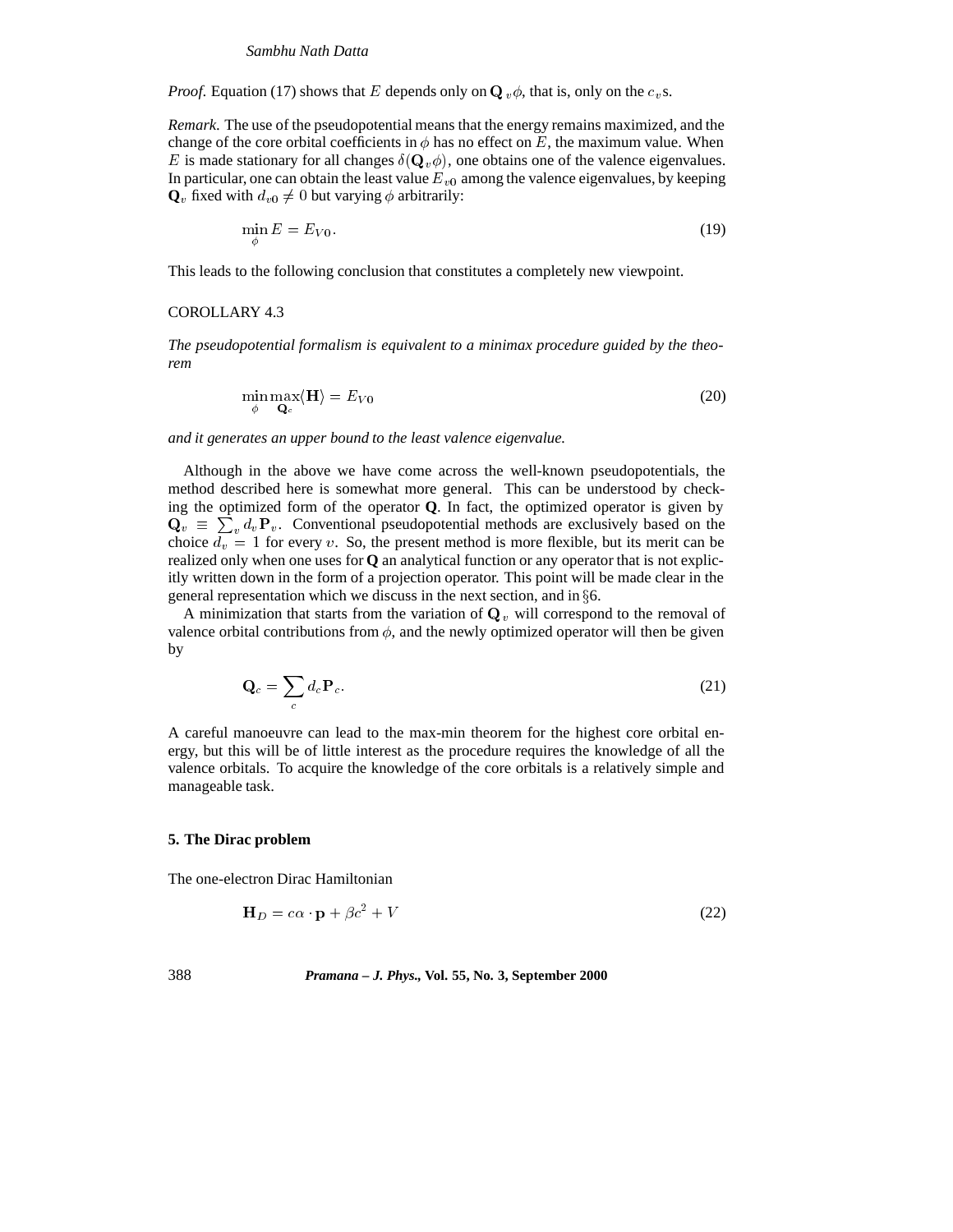*Proof.* Equation (17) shows that $E$ depends only on $\mathbf{Q}_v\phi$, that is, only on the $c_v$s.

*Remark.* The use of the pseudopotential means that the energy remains maximized, and the change of the core orbital coefficients in $\phi$ has no effect on $E$, the maximum value. When $E$ is made stationary for all changes $\delta(\mathbf{Q}_v\phi)$, one obtains one of the valence eigenvalues. In particular, one can obtain the least value $E_{v0}$ among the valence eigenvalues, by keeping $\mathbf{Q}_v$ fixed with $d_{v0} \neq 0$ but varying $\phi$ arbitrarily:

$$\min_{\phi} E = E_{V0}. \tag{19}$$

This leads to the following conclusion that constitutes a completely new viewpoint.

COROLLARY 4.3

*The pseudopotential formalism is equivalent to a minimax procedure guided by the theorem*

$$\min_{\phi} \max_{\mathbf{Q}_c} \langle \mathbf{H} \rangle = E_{V0} \tag{20}$$

*and it generates an upper bound to the least valence eigenvalue.*

Although in the above we have come across the well-known pseudopotentials, the method described here is somewhat more general. This can be understood by checking the optimized form of the operator **Q**. In fact, the optimized operator is given by $\mathbf{Q}_v \equiv \sum_v d_v \mathbf{P}_v$. Conventional pseudopotential methods are exclusively based on the choice $d_v = 1$ for every $v$. So, the present method is more flexible, but its merit can be realized only when one uses for **Q** an analytical function or any operator that is not explicitly written down in the form of a projection operator. This point will be made clear in the general representation which we discuss in the next section, and in §6.

A minimization that starts from the variation of $\mathbf{Q}_v$ will correspond to the removal of valence orbital contributions from $\phi$, and the newly optimized operator will then be given by

$$\mathbf{Q}_c = \sum_c d_c \mathbf{P}_c. \tag{21}$$

A careful manoeuvre can lead to the max-min theorem for the highest core orbital energy, but this will be of little interest as the procedure requires the knowledge of all the valence orbitals. To acquire the knowledge of the core orbitals is a relatively simple and manageable task.

## 5. The Dirac problem

The one-electron Dirac Hamiltonian

$$\mathbf{H}_D = c\alpha \cdot \mathbf{p} + \beta c^2 + V \tag{22}$$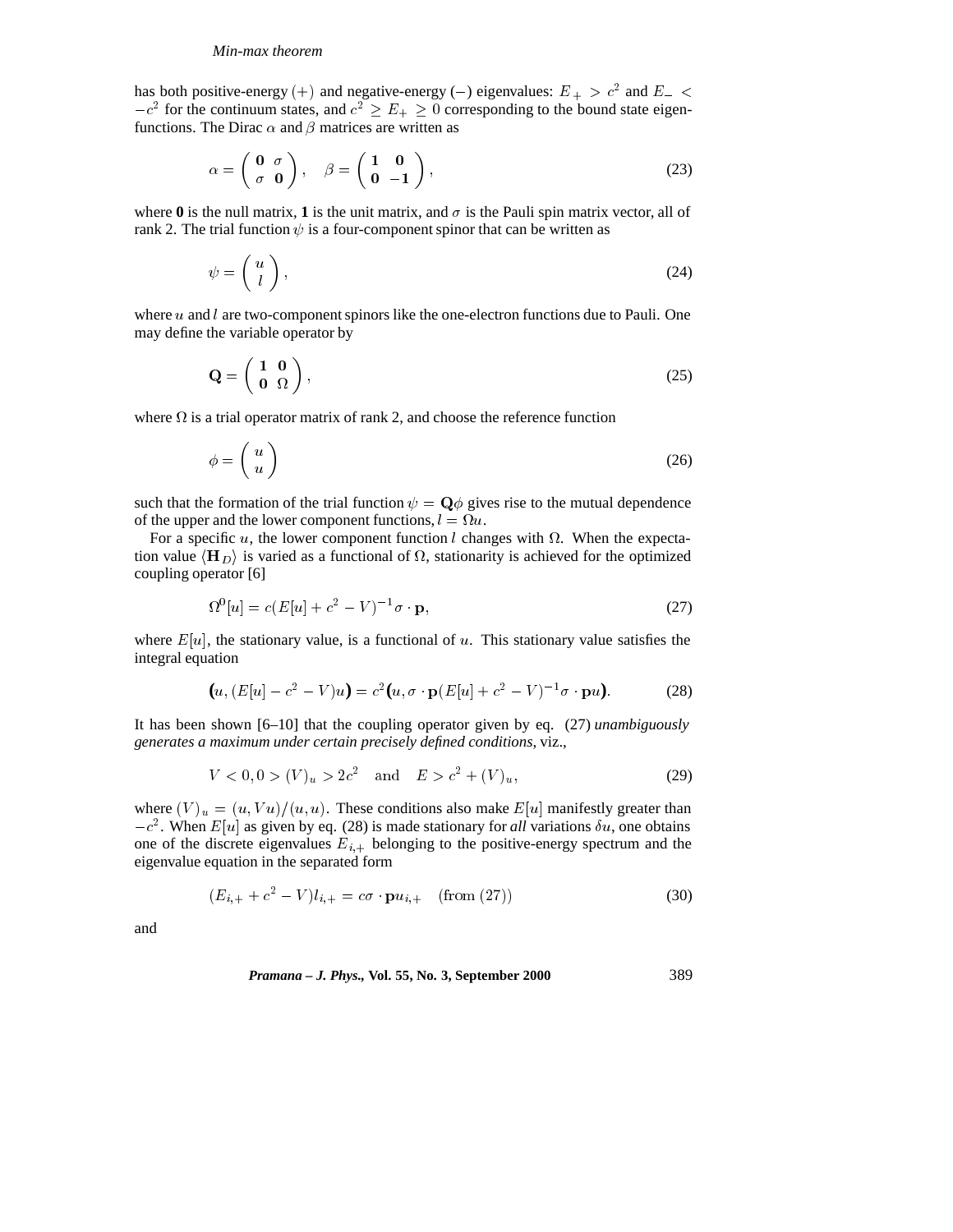has both positive-energy $(+)$ and negative-energy $(-)$ eigenvalues: $E_+ > c^2$ and $E_- < -c^2$ for the continuum states, and $c^2 \geq E_+ \geq 0$ corresponding to the bound state eigenfunctions. The Dirac $\alpha$ and $\beta$ matrices are written as

$$\alpha = \begin{pmatrix} \mathbf{0} & \sigma \\ \sigma & \mathbf{0} \end{pmatrix}, \quad \beta = \begin{pmatrix} \mathbf{1} & \mathbf{0} \\ \mathbf{0} & -\mathbf{1} \end{pmatrix}, \tag{23}$$

where **0** is the null matrix, **1** is the unit matrix, and $\sigma$ is the Pauli spin matrix vector, all of rank 2. The trial function $\psi$ is a four-component spinor that can be written as

$$\psi = \begin{pmatrix} u \\ l \end{pmatrix}, \tag{24}$$

where $u$ and $l$ are two-component spinors like the one-electron functions due to Pauli. One may define the variable operator by

$$\mathbf{Q} = \begin{pmatrix} \mathbf{1} & \mathbf{0} \\ \mathbf{0} & \Omega \end{pmatrix}, \tag{25}$$

where $\Omega$ is a trial operator matrix of rank 2, and choose the reference function

$$\phi = \begin{pmatrix} u \\ u \end{pmatrix} \tag{26}$$

such that the formation of the trial function $\psi = \mathbf{Q}\phi$ gives rise to the mutual dependence of the upper and the lower component functions, $l = \Omega u$.

For a specific $u$, the lower component function $l$ changes with $\Omega$. When the expectation value $\langle \mathbf{H}_D \rangle$ is varied as a functional of $\Omega$, stationarity is achieved for the optimized coupling operator [6]

$$\Omega^0[u] = c(E[u] + c^2 - V)^{-1}\sigma \cdot \mathbf{p}, \tag{27}$$

where $E[u]$, the stationary value, is a functional of $u$. This stationary value satisfies the integral equation

$$\big(u, (E[u] - c^2 - V)u\big) = c^2\big(u, \sigma \cdot \mathbf{p}(E[u] + c^2 - V)^{-1}\sigma \cdot \mathbf{p}u\big). \tag{28}$$

It has been shown [6–10] that the coupling operator given by eq. (27) *unambiguously generates a maximum under certain precisely defined conditions*, viz.,

$$V < 0, 0 > (V)_u > 2c^2 \quad \text{and} \quad E > c^2 + (V)_u, \tag{29}$$

where $(V)_u = (u, Vu)/(u, u)$. These conditions also make $E[u]$ manifestly greater than $-c^2$. When $E[u]$ as given by eq. (28) is made stationary for *all* variations $\delta u$, one obtains one of the discrete eigenvalues $E_{i,+}$ belonging to the positive-energy spectrum and the eigenvalue equation in the separated form

$$(E_{i,+} + c^2 - V)l_{i,+} = c\sigma \cdot \mathbf{p}u_{i,+} \quad (\text{from } (27)) \tag{30}$$

and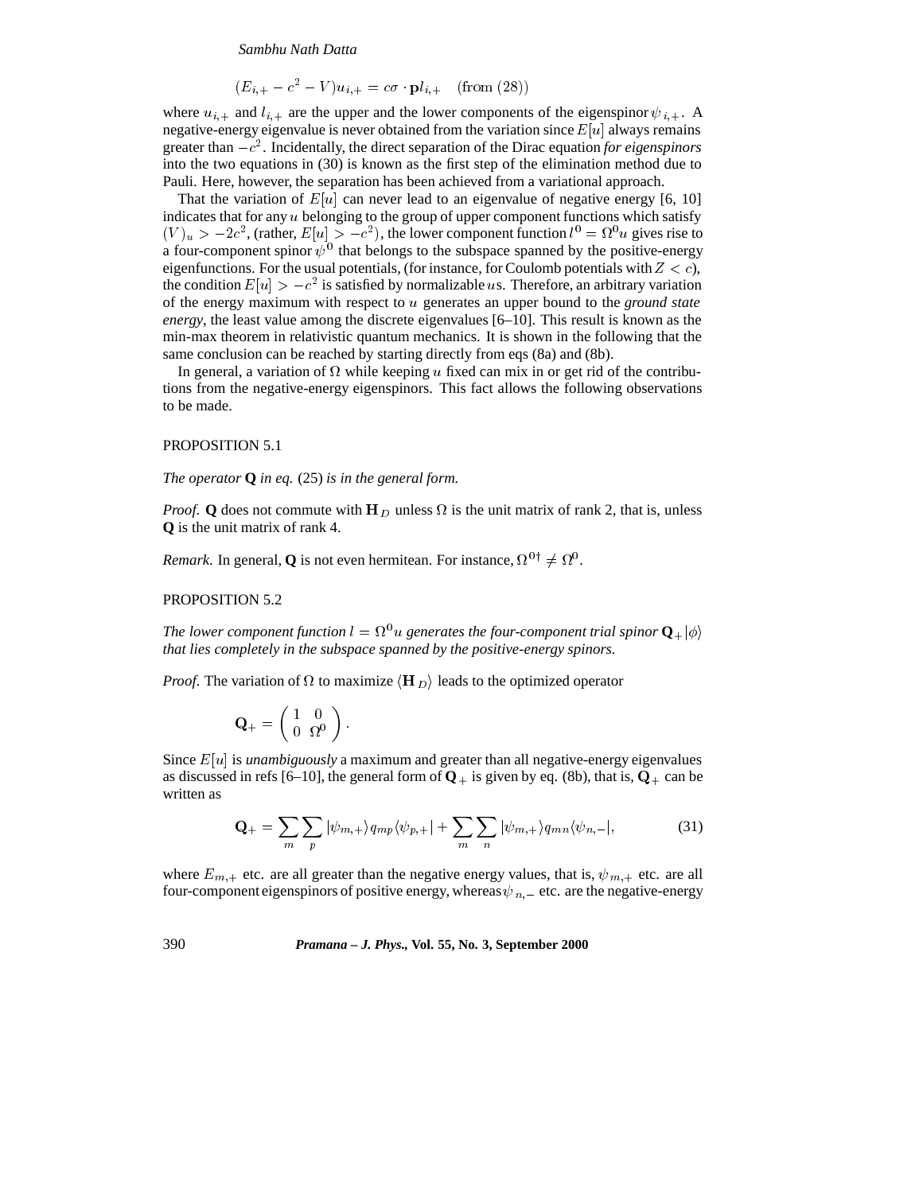$$(E_{i,+} - c^2 - V)u_{i,+} = c\sigma \cdot \mathbf{p} l_{i,+} \quad (\text{from } (28))$$

where $u_{i,+}$ and $l_{i,+}$ are the upper and the lower components of the eigenspinor $\psi_{i,+}$. A negative-energy eigenvalue is never obtained from the variation since $E[u]$ always remains greater than $-c^2$. Incidentally, the direct separation of the Dirac equation *for eigenspinors* into the two equations in (30) is known as the first step of the elimination method due to Pauli. Here, however, the separation has been achieved from a variational approach.

That the variation of $E[u]$ can never lead to an eigenvalue of negative energy [6, 10] indicates that for any $u$ belonging to the group of upper component functions which satisfy $(V)_u > -2c^2$, (rather, $E[u] > -c^2$), the lower component function $l^0 = \Omega^0 u$ gives rise to a four-component spinor $\psi^0$ that belongs to the subspace spanned by the positive-energy eigenfunctions. For the usual potentials, (for instance, for Coulomb potentials with $Z < c$), the condition $E[u] > -c^2$ is satisfied by normalizable $u$s. Therefore, an arbitrary variation of the energy maximum with respect to $u$ generates an upper bound to the *ground state energy*, the least value among the discrete eigenvalues [6–10]. This result is known as the min-max theorem in relativistic quantum mechanics. It is shown in the following that the same conclusion can be reached by starting directly from eqs (8a) and (8b).

In general, a variation of $\Omega$ while keeping $u$ fixed can mix in or get rid of the contributions from the negative-energy eigenspinors. This fact allows the following observations to be made.

PROPOSITION 5.1

*The operator* **Q** *in eq.* (25) *is in the general form.*

*Proof.* **Q** does not commute with $\mathbf{H}_D$ unless $\Omega$ is the unit matrix of rank 2, that is, unless **Q** is the unit matrix of rank 4.

*Remark.* In general, **Q** is not even hermitean. For instance, $\Omega^{0\dagger} \neq \Omega^0$.

PROPOSITION 5.2

*The lower component function $l = \Omega^0 u$ generates the four-component trial spinor $\mathbf{Q}_+|\phi\rangle$ that lies completely in the subspace spanned by the positive-energy spinors.*

*Proof.* The variation of $\Omega$ to maximize $\langle \mathbf{H}_D \rangle$ leads to the optimized operator

$$\mathbf{Q}_+ = \begin{pmatrix} 1 & 0 \\ 0 & \Omega^0 \end{pmatrix}.$$

Since $E[u]$ is *unambiguously* a maximum and greater than all negative-energy eigenvalues as discussed in refs [6–10], the general form of $\mathbf{Q}_+$ is given by eq. (8b), that is, $\mathbf{Q}_+$ can be written as

$$\mathbf{Q}_+ = \sum_m \sum_p |\psi_{m,+}\rangle q_{mp} \langle \psi_{p,+}| + \sum_m \sum_n |\psi_{m,+}\rangle q_{mn} \langle \psi_{n,-}|, \tag{31}$$

where $E_{m,+}$ etc. are all greater than the negative energy values, that is, $\psi_{m,+}$ etc. are all four-component eigenspinors of positive energy, whereas $\psi_{n,-}$ etc. are the negative-energy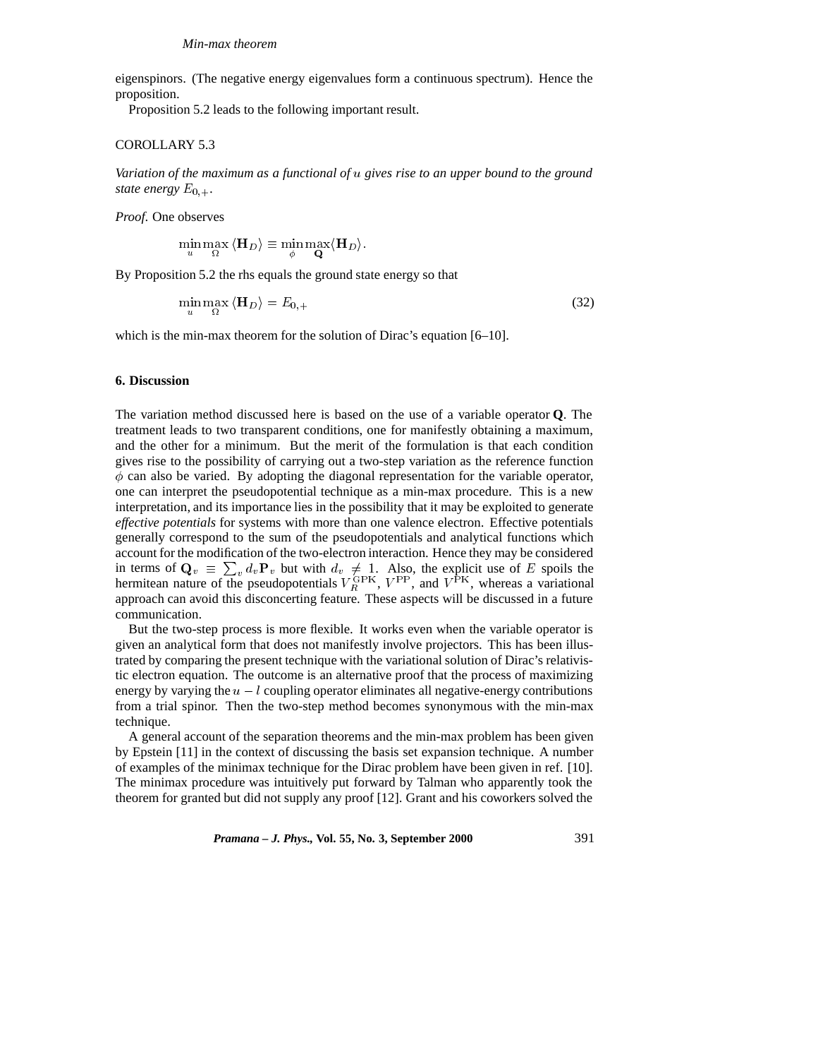eigenspinors. (The negative energy eigenvalues form a continuous spectrum). Hence the proposition.

Proposition 5.2 leads to the following important result.

COROLLARY 5.3

*Variation of the maximum as a functional of $u$ gives rise to an upper bound to the ground state energy $E_{0,+}$.*

*Proof.* One observes

$$\min_{u}\max_{\Omega}\langle \mathbf{H}_D\rangle \equiv \min_{\phi}\max_{\mathbf{Q}}\langle \mathbf{H}_D\rangle .$$

By Proposition 5.2 the rhs equals the ground state energy so that

$$\min_{u}\max_{\Omega}\langle \mathbf{H}_D\rangle = E_{0,+} \tag{32}$$

which is the min-max theorem for the solution of Dirac's equation [6–10].

## 6. Discussion

The variation method discussed here is based on the use of a variable operator $\mathbf{Q}$. The treatment leads to two transparent conditions, one for manifestly obtaining a maximum, and the other for a minimum. But the merit of the formulation is that each condition gives rise to the possibility of carrying out a two-step variation as the reference function $\phi$ can also be varied. By adopting the diagonal representation for the variable operator, one can interpret the pseudopotential technique as a min-max procedure. This is a new interpretation, and its importance lies in the possibility that it may be exploited to generate *effective potentials* for systems with more than one valence electron. Effective potentials generally correspond to the sum of the pseudopotentials and analytical functions which account for the modification of the two-electron interaction. Hence they may be considered in terms of $\mathbf{Q}_v \equiv \sum_v d_v \mathbf{P}_v$ but with $d_v \neq 1$. Also, the explicit use of $E$ spoils the hermitean nature of the pseudopotentials $V_R^{\mathrm{GPK}}$, $V^{\mathrm{PP}}$, and $V^{\mathrm{PK}}$, whereas a variational approach can avoid this disconcerting feature. These aspects will be discussed in a future communication.

But the two-step process is more flexible. It works even when the variable operator is given an analytical form that does not manifestly involve projectors. This has been illustrated by comparing the present technique with the variational solution of Dirac's relativistic electron equation. The outcome is an alternative proof that the process of maximizing energy by varying the $u-l$ coupling operator eliminates all negative-energy contributions from a trial spinor. Then the two-step method becomes synonymous with the min-max technique.

A general account of the separation theorems and the min-max problem has been given by Epstein [11] in the context of discussing the basis set expansion technique. A number of examples of the minimax technique for the Dirac problem have been given in ref. [10]. The minimax procedure was intuitively put forward by Talman who apparently took the theorem for granted but did not supply any proof [12]. Grant and his coworkers solved the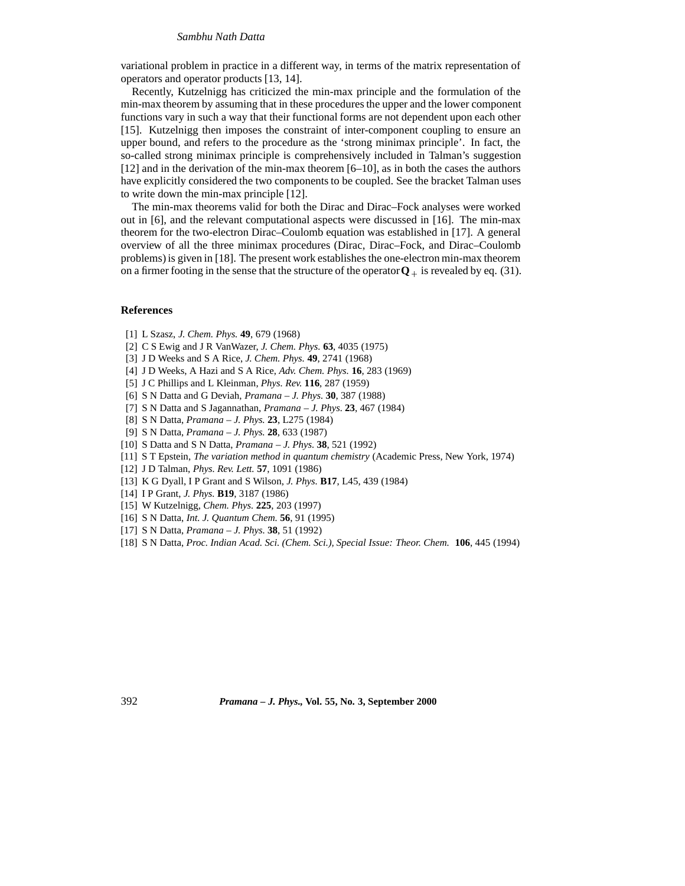variational problem in practice in a different way, in terms of the matrix representation of operators and operator products [13, 14].

Recently, Kutzelnigg has criticized the min-max principle and the formulation of the min-max theorem by assuming that in these procedures the upper and the lower component functions vary in such a way that their functional forms are not dependent upon each other [15]. Kutzelnigg then imposes the constraint of inter-component coupling to ensure an upper bound, and refers to the procedure as the 'strong minimax principle'. In fact, the so-called strong minimax principle is comprehensively included in Talman's suggestion [12] and in the derivation of the min-max theorem [6–10], as in both the cases the authors have explicitly considered the two components to be coupled. See the bracket Talman uses to write down the min-max principle [12].

The min-max theorems valid for both the Dirac and Dirac–Fock analyses were worked out in [6], and the relevant computational aspects were discussed in [16]. The min-max theorem for the two-electron Dirac–Coulomb equation was established in [17]. A general overview of all the three minimax procedures (Dirac, Dirac–Fock, and Dirac–Coulomb problems) is given in [18]. The present work establishes the one-electron min-max theorem on a firmer footing in the sense that the structure of the operator $\mathbf{Q}_+$ is revealed by eq. (31).

## References

[1] L Szasz, *J. Chem. Phys.* **49**, 679 (1968)
[2] C S Ewig and J R VanWazer, *J. Chem. Phys.* **63**, 4035 (1975)
[3] J D Weeks and S A Rice, *J. Chem. Phys.* **49**, 2741 (1968)
[4] J D Weeks, A Hazi and S A Rice, *Adv. Chem. Phys.* **16**, 283 (1969)
[5] J C Phillips and L Kleinman, *Phys. Rev.* **116**, 287 (1959)
[6] S N Datta and G Deviah, *Pramana – J. Phys.* **30**, 387 (1988)
[7] S N Datta and S Jagannathan, *Pramana – J. Phys.* **23**, 467 (1984)
[8] S N Datta, *Pramana – J. Phys.* **23**, L275 (1984)
[9] S N Datta, *Pramana – J. Phys.* **28**, 633 (1987)
[10] S Datta and S N Datta, *Pramana – J. Phys.* **38**, 521 (1992)
[11] S T Epstein, *The variation method in quantum chemistry* (Academic Press, New York, 1974)
[12] J D Talman, *Phys. Rev. Lett.* **57**, 1091 (1986)
[13] K G Dyall, I P Grant and S Wilson, *J. Phys.* **B17**, L45, 439 (1984)
[14] I P Grant, *J. Phys.* **B19**, 3187 (1986)
[15] W Kutzelnigg, *Chem. Phys.* **225**, 203 (1997)
[16] S N Datta, *Int. J. Quantum Chem.* **56**, 91 (1995)
[17] S N Datta, *Pramana – J. Phys.* **38**, 51 (1992)
[18] S N Datta, *Proc. Indian Acad. Sci. (Chem. Sci.), Special Issue: Theor. Chem.* **106**, 445 (1994)